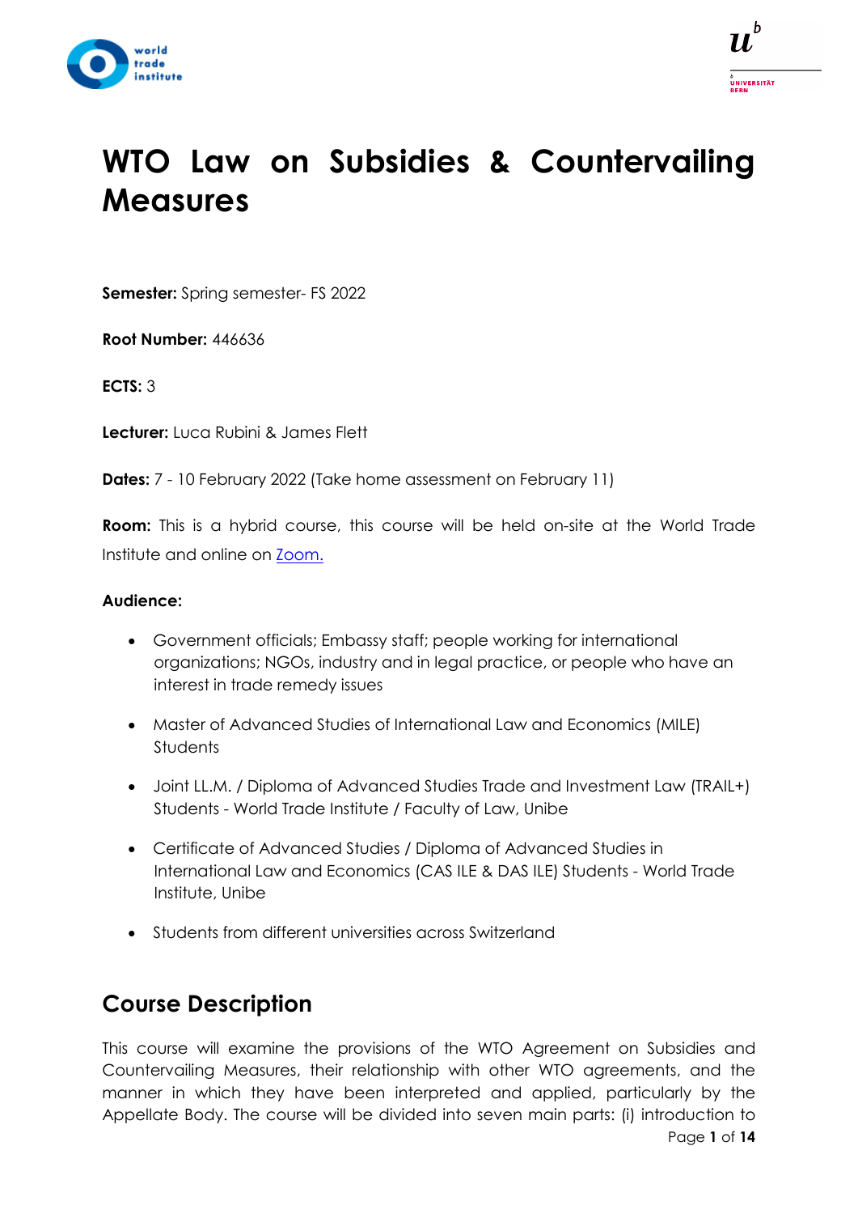# WTO Law on Subsidies & Countervailing Measures

**Semester:** Spring semester- FS 2022

**Root Number:** 446636

**ECTS:** 3

**Lecturer:** Luca Rubini & James Flett

**Dates:** 7 - 10 February 2022 (Take home assessment on February 11)

**Room:** This is a hybrid course, this course will be held on-site at the World Trade Institute and online on Zoom.

**Audience:**

- Government officials; Embassy staff; people working for international organizations; NGOs, industry and in legal practice, or people who have an interest in trade remedy issues
- Master of Advanced Studies of International Law and Economics (MILE) Students
- Joint LL.M. / Diploma of Advanced Studies Trade and Investment Law (TRAIL+) Students - World Trade Institute / Faculty of Law, Unibe
- Certificate of Advanced Studies / Diploma of Advanced Studies in International Law and Economics (CAS ILE & DAS ILE) Students - World Trade Institute, Unibe
- Students from different universities across Switzerland

## Course Description

This course will examine the provisions of the WTO Agreement on Subsidies and Countervailing Measures, their relationship with other WTO agreements, and the manner in which they have been interpreted and applied, particularly by the Appellate Body. The course will be divided into seven main parts: (i) introduction to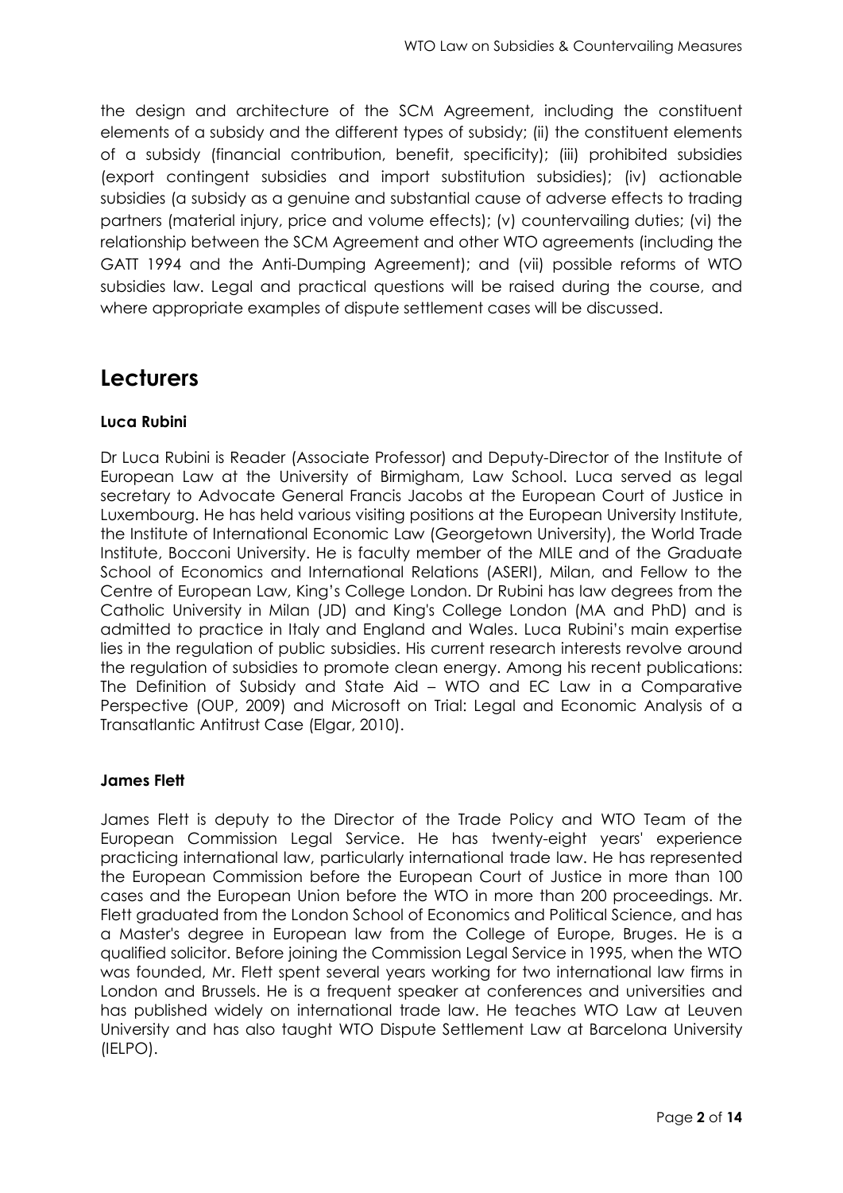the design and architecture of the SCM Agreement, including the constituent elements of a subsidy and the different types of subsidy; (ii) the constituent elements of a subsidy (financial contribution, benefit, specificity); (iii) prohibited subsidies (export contingent subsidies and import substitution subsidies); (iv) actionable subsidies (a subsidy as a genuine and substantial cause of adverse effects to trading partners (material injury, price and volume effects); (v) countervailing duties; (vi) the relationship between the SCM Agreement and other WTO agreements (including the GATT 1994 and the Anti-Dumping Agreement); and (vii) possible reforms of WTO subsidies law. Legal and practical questions will be raised during the course, and where appropriate examples of dispute settlement cases will be discussed.

## Lecturers

**Luca Rubini**

Dr Luca Rubini is Reader (Associate Professor) and Deputy-Director of the Institute of European Law at the University of Birmigham, Law School. Luca served as legal secretary to Advocate General Francis Jacobs at the European Court of Justice in Luxembourg. He has held various visiting positions at the European University Institute, the Institute of International Economic Law (Georgetown University), the World Trade Institute, Bocconi University. He is faculty member of the MILE and of the Graduate School of Economics and International Relations (ASERI), Milan, and Fellow to the Centre of European Law, King's College London. Dr Rubini has law degrees from the Catholic University in Milan (JD) and King's College London (MA and PhD) and is admitted to practice in Italy and England and Wales. Luca Rubini's main expertise lies in the regulation of public subsidies. His current research interests revolve around the regulation of subsidies to promote clean energy. Among his recent publications: The Definition of Subsidy and State Aid – WTO and EC Law in a Comparative Perspective (OUP, 2009) and Microsoft on Trial: Legal and Economic Analysis of a Transatlantic Antitrust Case (Elgar, 2010).

**James Flett**

James Flett is deputy to the Director of the Trade Policy and WTO Team of the European Commission Legal Service. He has twenty-eight years' experience practicing international law, particularly international trade law. He has represented the European Commission before the European Court of Justice in more than 100 cases and the European Union before the WTO in more than 200 proceedings. Mr. Flett graduated from the London School of Economics and Political Science, and has a Master's degree in European law from the College of Europe, Bruges. He is a qualified solicitor. Before joining the Commission Legal Service in 1995, when the WTO was founded, Mr. Flett spent several years working for two international law firms in London and Brussels. He is a frequent speaker at conferences and universities and has published widely on international trade law. He teaches WTO Law at Leuven University and has also taught WTO Dispute Settlement Law at Barcelona University (IELPO).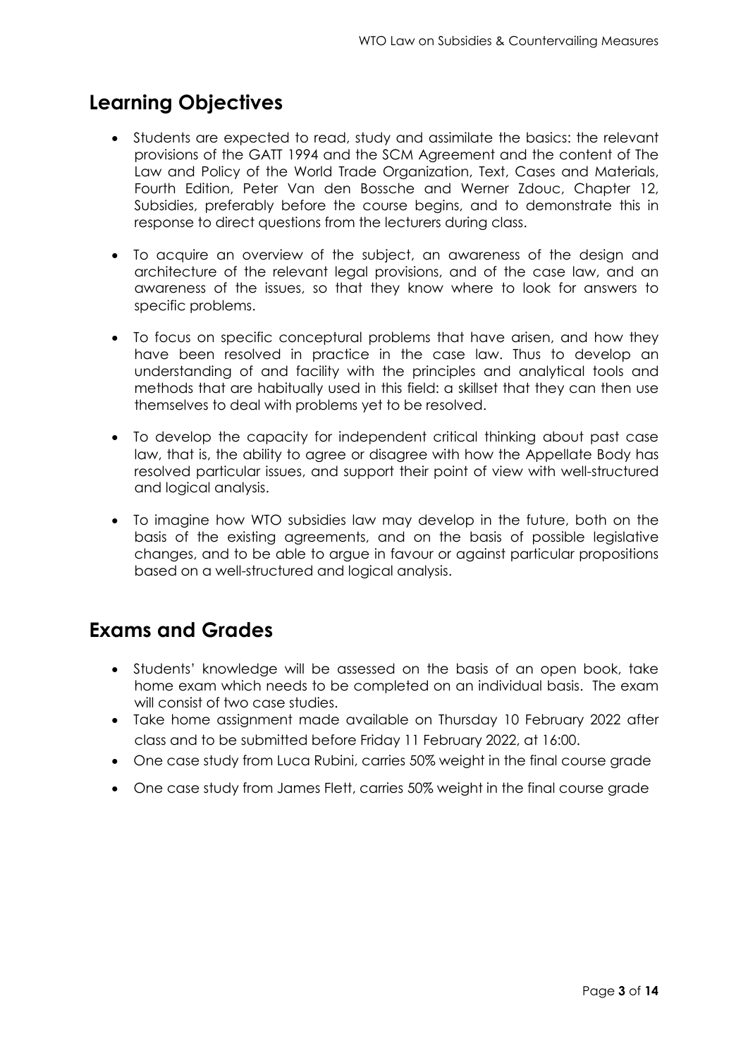## Learning Objectives

- Students are expected to read, study and assimilate the basics: the relevant provisions of the GATT 1994 and the SCM Agreement and the content of The Law and Policy of the World Trade Organization, Text, Cases and Materials, Fourth Edition, Peter Van den Bossche and Werner Zdouc, Chapter 12, Subsidies, preferably before the course begins, and to demonstrate this in response to direct questions from the lecturers during class.
- To acquire an overview of the subject, an awareness of the design and architecture of the relevant legal provisions, and of the case law, and an awareness of the issues, so that they know where to look for answers to specific problems.
- To focus on specific conceptual problems that have arisen, and how they have been resolved in practice in the case law. Thus to develop an understanding of and facility with the principles and analytical tools and methods that are habitually used in this field: a skillset that they can then use themselves to deal with problems yet to be resolved.
- To develop the capacity for independent critical thinking about past case law, that is, the ability to agree or disagree with how the Appellate Body has resolved particular issues, and support their point of view with well-structured and logical analysis.
- To imagine how WTO subsidies law may develop in the future, both on the basis of the existing agreements, and on the basis of possible legislative changes, and to be able to argue in favour or against particular propositions based on a well-structured and logical analysis.

## Exams and Grades

- Students' knowledge will be assessed on the basis of an open book, take home exam which needs to be completed on an individual basis. The exam will consist of two case studies.
- Take home assignment made available on Thursday 10 February 2022 after class and to be submitted before Friday 11 February 2022, at 16:00.
- One case study from Luca Rubini, carries 50% weight in the final course grade
- One case study from James Flett, carries 50% weight in the final course grade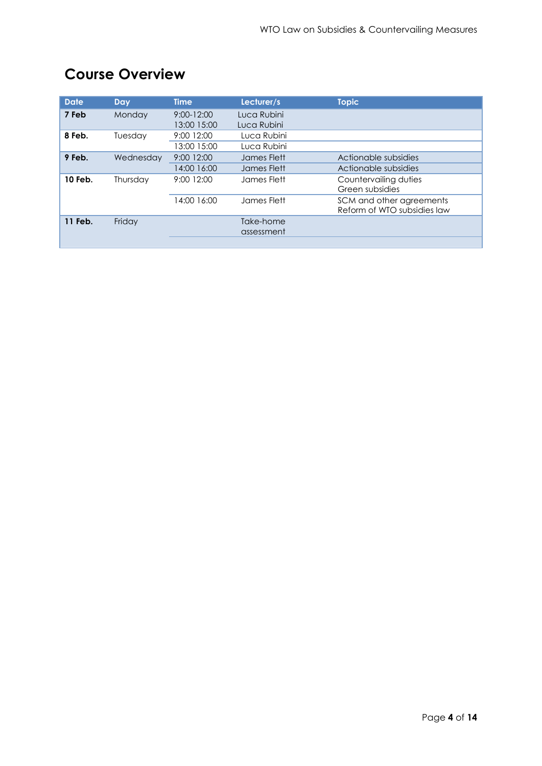## Course Overview

| Date | Day | Time | Lecturer/s | Topic |
|---|---|---|---|---|
| **7 Feb** | Monday | 9:00-12:00<br>13:00 15:00 | Luca Rubini<br>Luca Rubini | |
| **8 Feb.** | Tuesday | 9:00 12:00 | Luca Rubini | |
| | | 13:00 15:00 | Luca Rubini | |
| **9 Feb.** | Wednesday | 9:00 12:00 | James Flett | Actionable subsidies |
| | | 14:00 16:00 | James Flett | Actionable subsidies |
| **10 Feb.** | Thursday | 9:00 12:00 | James Flett | Countervailing duties<br>Green subsidies |
| | | 14:00 16:00 | James Flett | SCM and other agreements<br>Reform of WTO subsidies law |
| **11 Feb.** | Friday | | Take-home assessment | |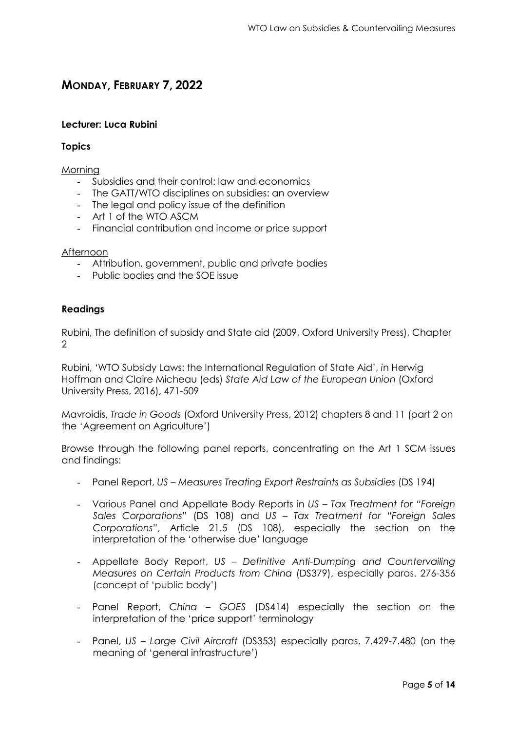## MONDAY, FEBRUARY 7, 2022

**Lecturer: Luca Rubini**

**Topics**

Morning

- Subsidies and their control: law and economics
- The GATT/WTO disciplines on subsidies: an overview
- The legal and policy issue of the definition
- Art 1 of the WTO ASCM
- Financial contribution and income or price support

Afternoon

- Attribution, government, public and private bodies
- Public bodies and the SOE issue

**Readings**

Rubini, The definition of subsidy and State aid (2009, Oxford University Press), Chapter 2

Rubini, 'WTO Subsidy Laws: the International Regulation of State Aid', *in* Herwig Hoffman and Claire Micheau (eds) *State Aid Law of the European Union* (Oxford University Press, 2016), 471-509

Mavroidis, *Trade in Goods* (Oxford University Press, 2012) chapters 8 and 11 (part 2 on the 'Agreement on Agriculture')

Browse through the following panel reports, concentrating on the Art 1 SCM issues and findings:

- Panel Report, *US – Measures Treating Export Restraints as Subsidies* (DS 194)
- Various Panel and Appellate Body Reports in *US – Tax Treatment for "Foreign Sales Corporations"* (DS 108) and *US – Tax Treatment for "Foreign Sales Corporations"*, Article 21.5 (DS 108), especially the section on the interpretation of the 'otherwise due' language
- Appellate Body Report, *US – Definitive Anti-Dumping and Countervailing Measures on Certain Products from China* (DS379), especially paras. 276-356 (concept of 'public body')
- Panel Report, *China – GOES* (DS414) especially the section on the interpretation of the 'price support' terminology
- Panel, *US – Large Civil Aircraft* (DS353) especially paras. 7.429-7.480 (on the meaning of 'general infrastructure')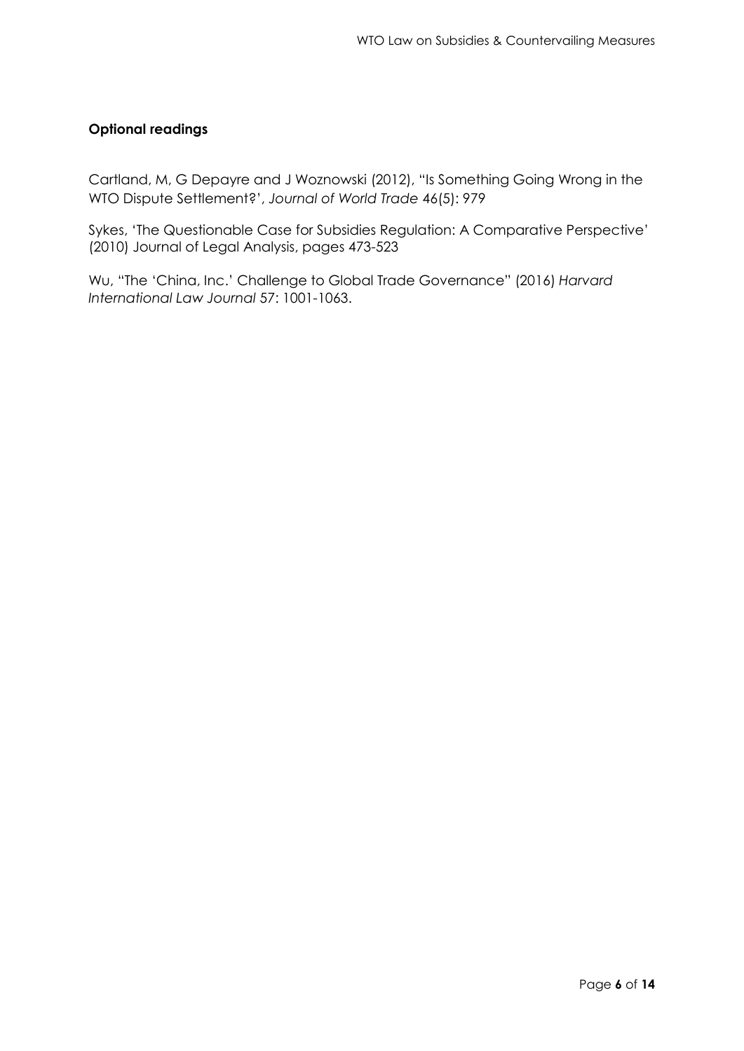**Optional readings**

Cartland, M, G Depayre and J Woznowski (2012), "Is Something Going Wrong in the WTO Dispute Settlement?', *Journal of World Trade* 46(5): 979

Sykes, 'The Questionable Case for Subsidies Regulation: A Comparative Perspective' (2010) Journal of Legal Analysis, pages 473-523

Wu, "The 'China, Inc.' Challenge to Global Trade Governance" (2016) *Harvard International Law Journal* 57: 1001-1063.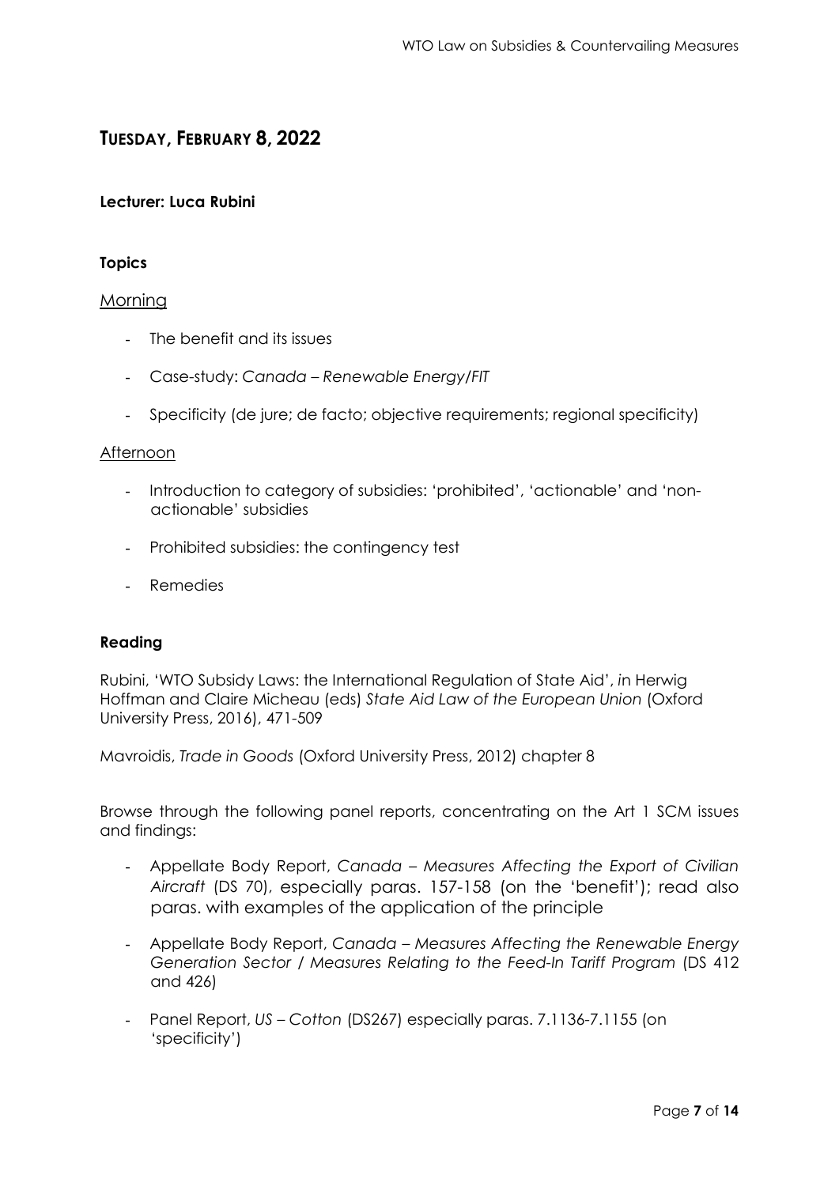## TUESDAY, FEBRUARY 8, 2022

**Lecturer: Luca Rubini**

**Topics**

Morning

- The benefit and its issues
- Case-study: *Canada – Renewable Energy/FIT*
- Specificity (de jure; de facto; objective requirements; regional specificity)

Afternoon

- Introduction to category of subsidies: 'prohibited', 'actionable' and 'non-actionable' subsidies
- Prohibited subsidies: the contingency test
- Remedies

**Reading**

Rubini, 'WTO Subsidy Laws: the International Regulation of State Aid', *in* Herwig Hoffman and Claire Micheau (eds) *State Aid Law of the European Union* (Oxford University Press, 2016), 471-509

Mavroidis, *Trade in Goods* (Oxford University Press, 2012) chapter 8

Browse through the following panel reports, concentrating on the Art 1 SCM issues and findings:

- Appellate Body Report, *Canada – Measures Affecting the Export of Civilian Aircraft* (DS 70), especially paras. 157-158 (on the 'benefit'); read also paras. with examples of the application of the principle
- Appellate Body Report, *Canada – Measures Affecting the Renewable Energy Generation Sector / Measures Relating to the Feed-In Tariff Program* (DS 412 and 426)
- Panel Report, *US – Cotton* (DS267) especially paras. 7.1136-7.1155 (on 'specificity')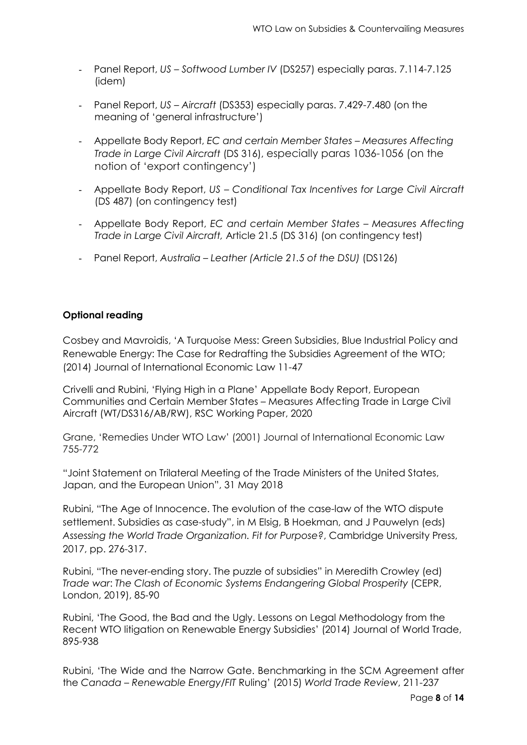- Panel Report, *US – Softwood Lumber IV* (DS257) especially paras. 7.114-7.125 (idem)
- Panel Report, *US – Aircraft* (DS353) especially paras. 7.429-7.480 (on the meaning of 'general infrastructure')
- Appellate Body Report, *EC and certain Member States – Measures Affecting Trade in Large Civil Aircraft* (DS 316), especially paras 1036-1056 (on the notion of 'export contingency')
- Appellate Body Report, *US – Conditional Tax Incentives for Large Civil Aircraft* (DS 487) (on contingency test)
- Appellate Body Report, *EC and certain Member States – Measures Affecting Trade in Large Civil Aircraft,* Article 21.5 (DS 316) (on contingency test)
- Panel Report, *Australia – Leather (Article 21.5 of the DSU)* (DS126)

**Optional reading**

Cosbey and Mavroidis, 'A Turquoise Mess: Green Subsidies, Blue Industrial Policy and Renewable Energy: The Case for Redrafting the Subsidies Agreement of the WTO; (2014) Journal of International Economic Law 11-47

Crivelli and Rubini, 'Flying High in a Plane' Appellate Body Report, European Communities and Certain Member States – Measures Affecting Trade in Large Civil Aircraft (WT/DS316/AB/RW), RSC Working Paper, 2020

Grane, 'Remedies Under WTO Law' (2001) Journal of International Economic Law 755-772

"Joint Statement on Trilateral Meeting of the Trade Ministers of the United States, Japan, and the European Union", 31 May 2018

Rubini, "The Age of Innocence. The evolution of the case-law of the WTO dispute settlement. Subsidies as case-study", in M Elsig, B Hoekman, and J Pauwelyn (eds) *Assessing the World Trade Organization. Fit for Purpose?*, Cambridge University Press, 2017, pp. 276-317.

Rubini, "The never-ending story. The puzzle of subsidies" in Meredith Crowley (ed) *Trade war*: *The Clash of Economic Systems Endangering Global Prosperity* (CEPR, London, 2019), 85-90

Rubini, 'The Good, the Bad and the Ugly. Lessons on Legal Methodology from the Recent WTO litigation on Renewable Energy Subsidies' (2014) Journal of World Trade, 895-938

Rubini, 'The Wide and the Narrow Gate. Benchmarking in the SCM Agreement after the *Canada – Renewable Energy/FIT* Ruling' (2015) *World Trade Review*, 211-237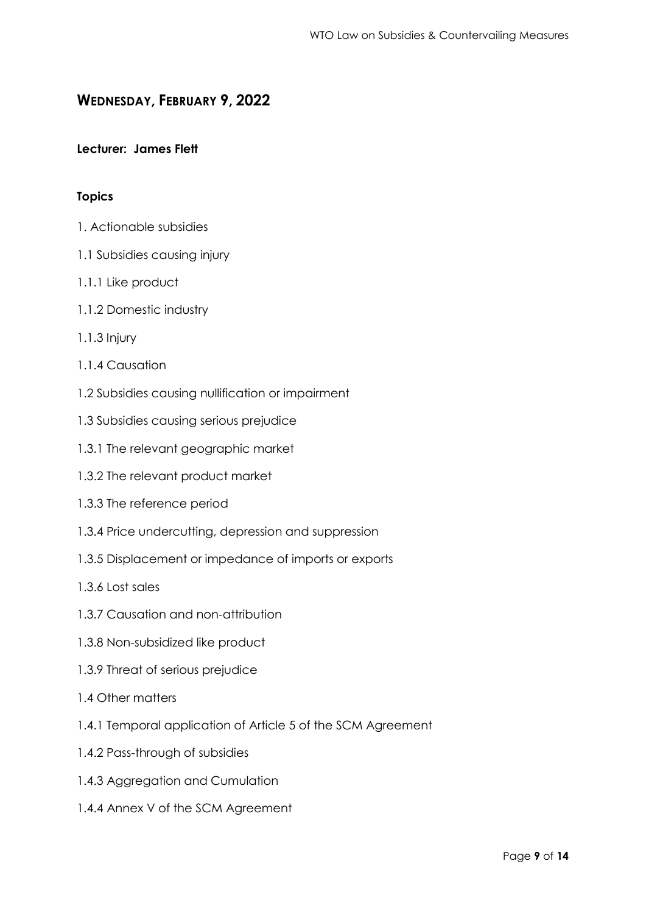## WEDNESDAY, FEBRUARY 9, 2022

**Lecturer: James Flett**

**Topics**

1. Actionable subsidies

1.1 Subsidies causing injury

1.1.1 Like product

1.1.2 Domestic industry

1.1.3 Injury

1.1.4 Causation

1.2 Subsidies causing nullification or impairment

1.3 Subsidies causing serious prejudice

1.3.1 The relevant geographic market

1.3.2 The relevant product market

1.3.3 The reference period

1.3.4 Price undercutting, depression and suppression

1.3.5 Displacement or impedance of imports or exports

1.3.6 Lost sales

1.3.7 Causation and non-attribution

1.3.8 Non-subsidized like product

1.3.9 Threat of serious prejudice

1.4 Other matters

1.4.1 Temporal application of Article 5 of the SCM Agreement

1.4.2 Pass-through of subsidies

1.4.3 Aggregation and Cumulation

1.4.4 Annex V of the SCM Agreement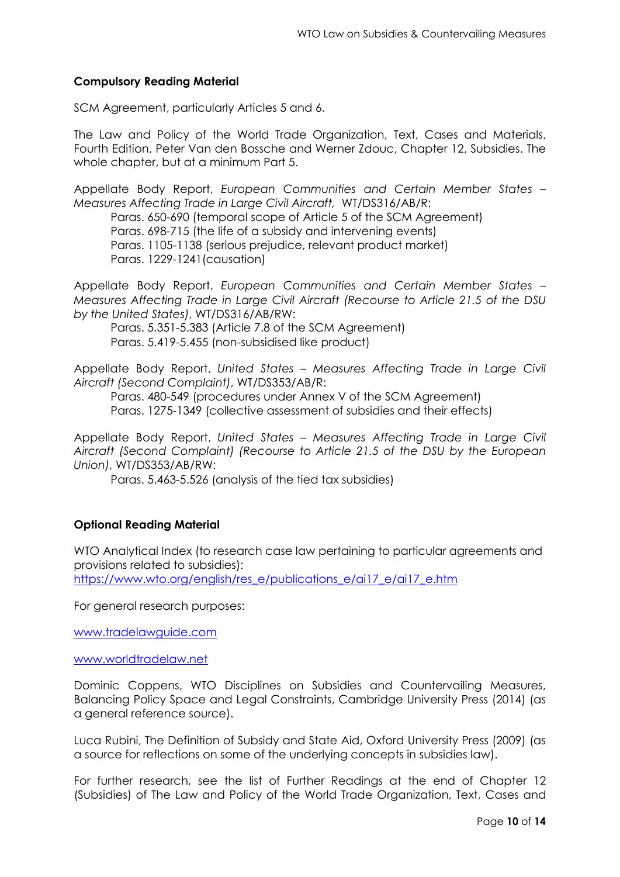**Compulsory Reading Material**

SCM Agreement, particularly Articles 5 and 6.

The Law and Policy of the World Trade Organization, Text, Cases and Materials, Fourth Edition, Peter Van den Bossche and Werner Zdouc, Chapter 12, Subsidies. The whole chapter, but at a minimum Part 5.

Appellate Body Report, *European Communities and Certain Member States – Measures Affecting Trade in Large Civil Aircraft,* WT/DS316/AB/R:

- Paras. 650-690 (temporal scope of Article 5 of the SCM Agreement)
- Paras. 698-715 (the life of a subsidy and intervening events)
- Paras. 1105-1138 (serious prejudice, relevant product market)
- Paras. 1229-1241(causation)

Appellate Body Report, *European Communities and Certain Member States – Measures Affecting Trade in Large Civil Aircraft (Recourse to Article 21.5 of the DSU by the United States)*, WT/DS316/AB/RW:

- Paras. 5.351-5.383 (Article 7.8 of the SCM Agreement)
- Paras. 5.419-5.455 (non-subsidised like product)

Appellate Body Report, *United States – Measures Affecting Trade in Large Civil Aircraft (Second Complaint)*, WT/DS353/AB/R:

- Paras. 480-549 (procedures under Annex V of the SCM Agreement)
- Paras. 1275-1349 (collective assessment of subsidies and their effects)

Appellate Body Report, *United States – Measures Affecting Trade in Large Civil Aircraft (Second Complaint) (Recourse to Article 21.5 of the DSU by the European Union)*, WT/DS353/AB/RW:

- Paras. 5.463-5.526 (analysis of the tied tax subsidies)

**Optional Reading Material**

WTO Analytical Index (to research case law pertaining to particular agreements and provisions related to subsidies):
https://www.wto.org/english/res_e/publications_e/ai17_e/ai17_e.htm

For general research purposes:

www.tradelawguide.com

www.worldtradelaw.net

Dominic Coppens, WTO Disciplines on Subsidies and Countervailing Measures, Balancing Policy Space and Legal Constraints, Cambridge University Press (2014) (as a general reference source).

Luca Rubini, The Definition of Subsidy and State Aid, Oxford University Press (2009) (as a source for reflections on some of the underlying concepts in subsidies law).

For further research, see the list of Further Readings at the end of Chapter 12 (Subsidies) of The Law and Policy of the World Trade Organization, Text, Cases and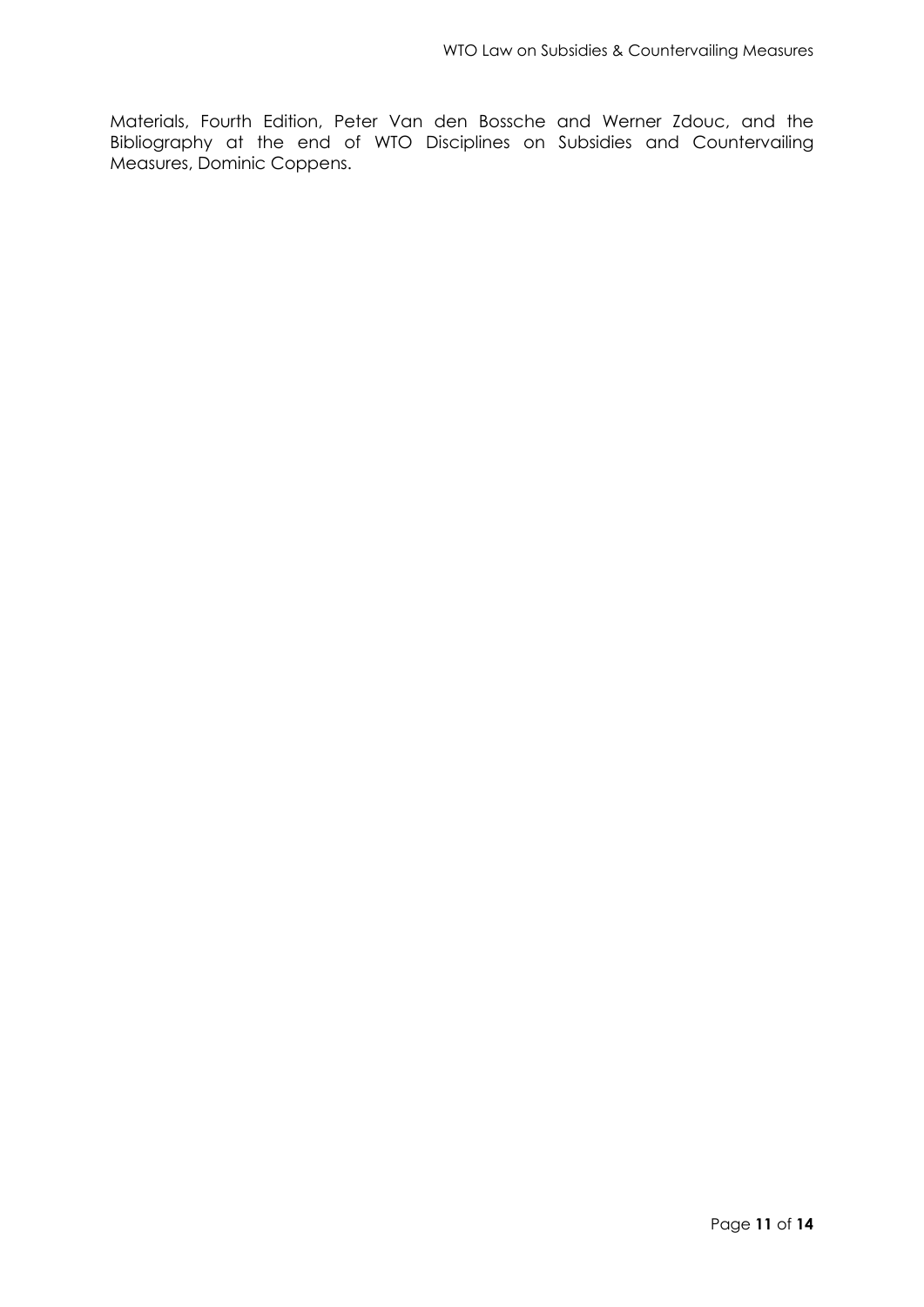Materials, Fourth Edition, Peter Van den Bossche and Werner Zdouc, and the Bibliography at the end of WTO Disciplines on Subsidies and Countervailing Measures, Dominic Coppens.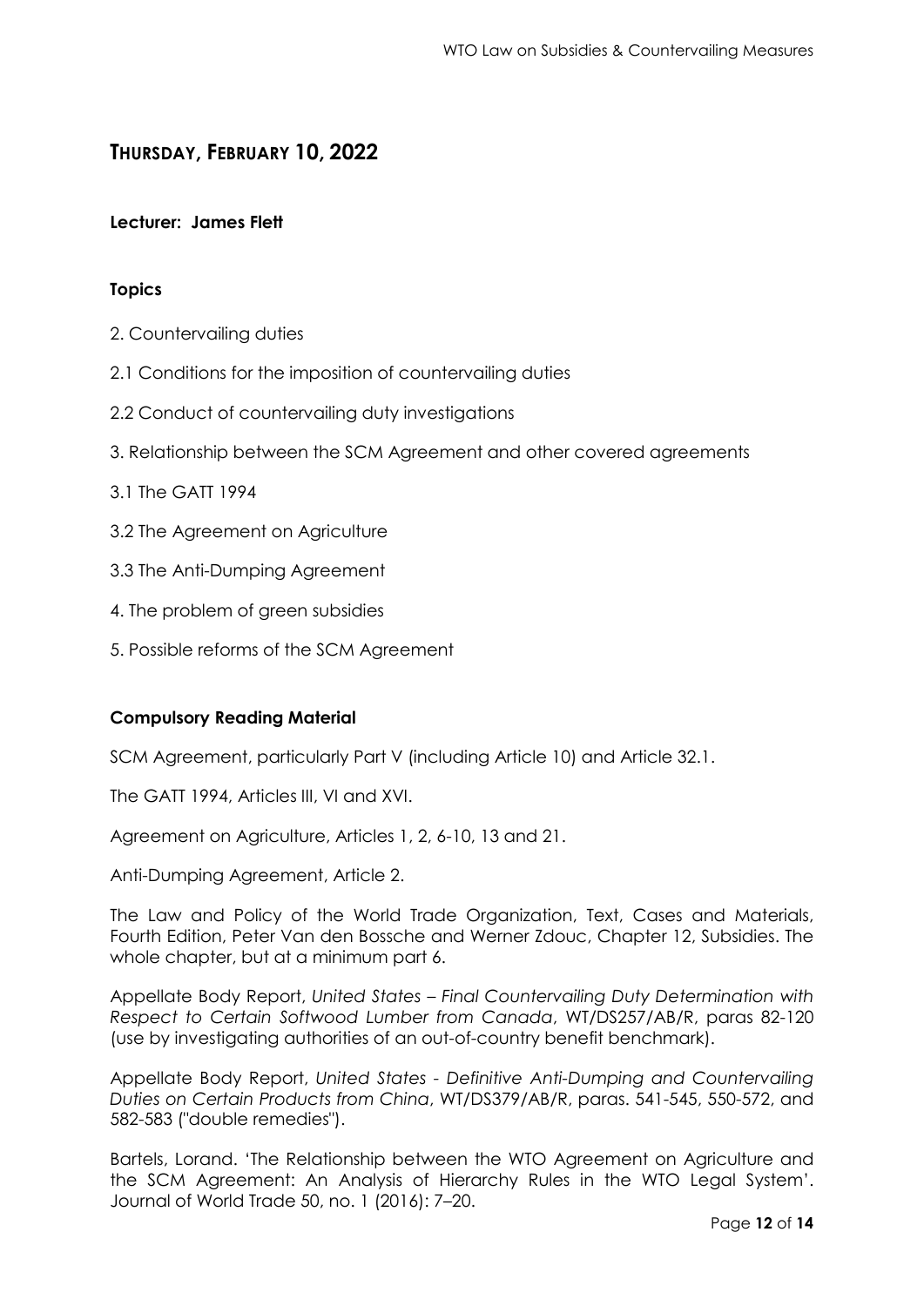## THURSDAY, FEBRUARY 10, 2022

**Lecturer: James Flett**

**Topics**

2. Countervailing duties

2.1 Conditions for the imposition of countervailing duties

2.2 Conduct of countervailing duty investigations

3. Relationship between the SCM Agreement and other covered agreements

3.1 The GATT 1994

3.2 The Agreement on Agriculture

3.3 The Anti-Dumping Agreement

4. The problem of green subsidies

5. Possible reforms of the SCM Agreement

**Compulsory Reading Material**

SCM Agreement, particularly Part V (including Article 10) and Article 32.1.

The GATT 1994, Articles III, VI and XVI.

Agreement on Agriculture, Articles 1, 2, 6-10, 13 and 21.

Anti-Dumping Agreement, Article 2.

The Law and Policy of the World Trade Organization, Text, Cases and Materials, Fourth Edition, Peter Van den Bossche and Werner Zdouc, Chapter 12, Subsidies. The whole chapter, but at a minimum part 6.

Appellate Body Report, *United States – Final Countervailing Duty Determination with Respect to Certain Softwood Lumber from Canada*, WT/DS257/AB/R, paras 82-120 (use by investigating authorities of an out-of-country benefit benchmark).

Appellate Body Report, *United States - Definitive Anti-Dumping and Countervailing Duties on Certain Products from China*, WT/DS379/AB/R, paras. 541-545, 550-572, and 582-583 ("double remedies").

Bartels, Lorand. 'The Relationship between the WTO Agreement on Agriculture and the SCM Agreement: An Analysis of Hierarchy Rules in the WTO Legal System'. Journal of World Trade 50, no. 1 (2016): 7–20.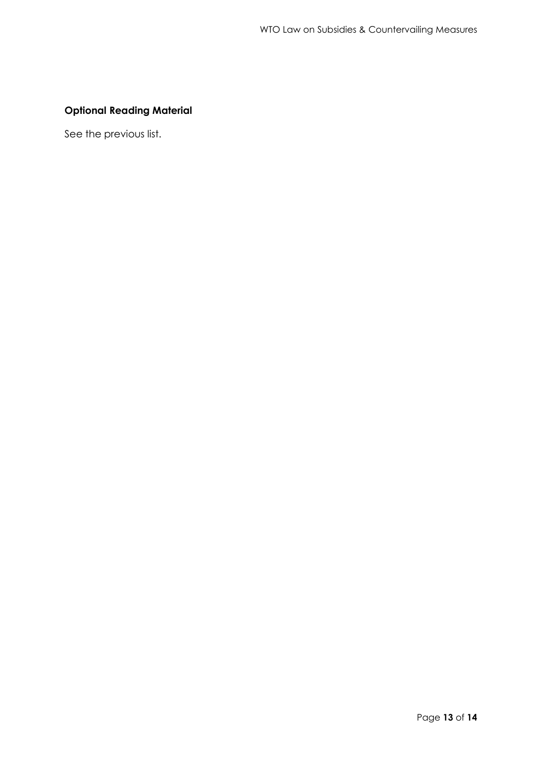### Optional Reading Material

See the previous list.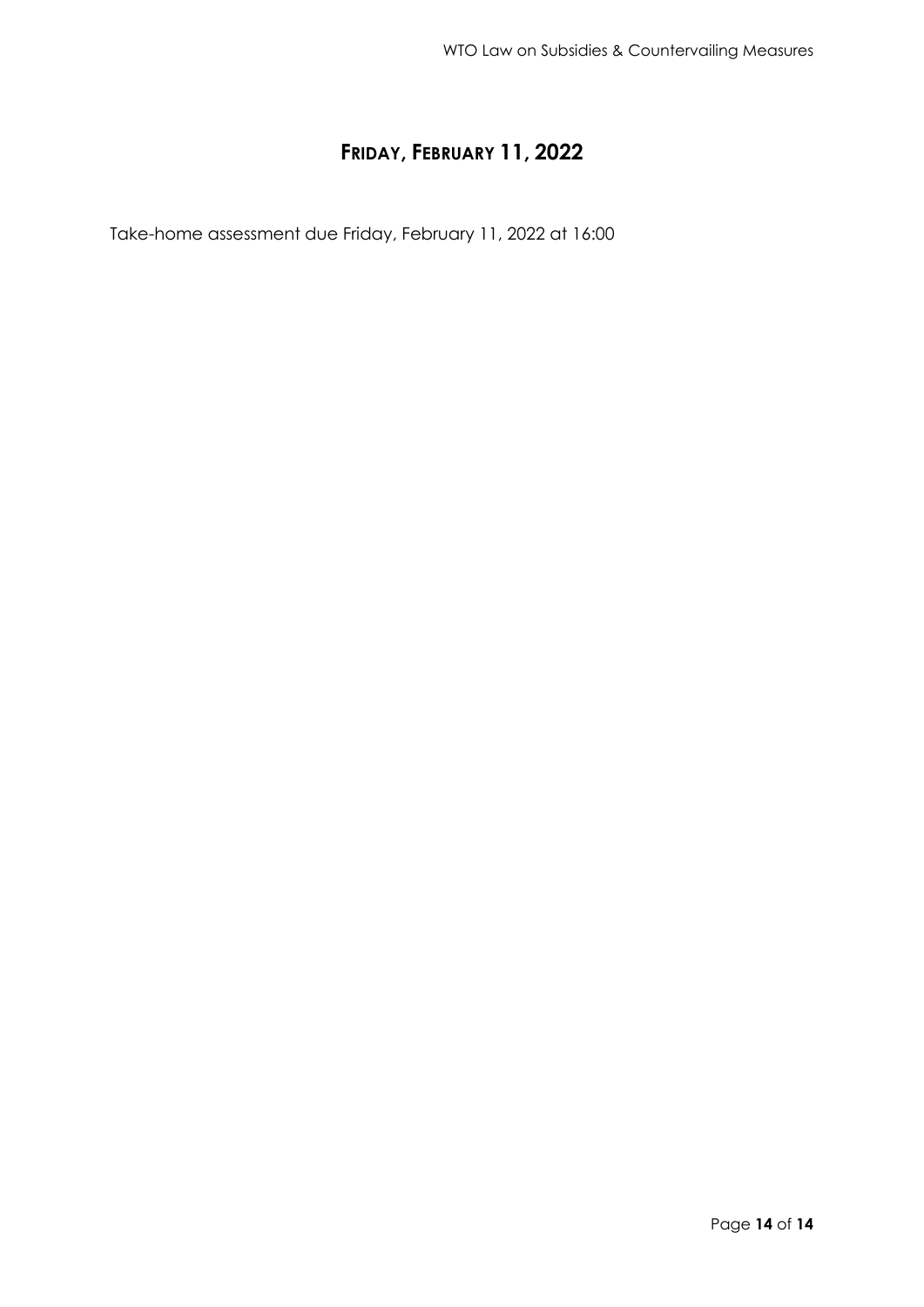## Friday, February 11, 2022

Take-home assessment due Friday, February 11, 2022 at 16:00